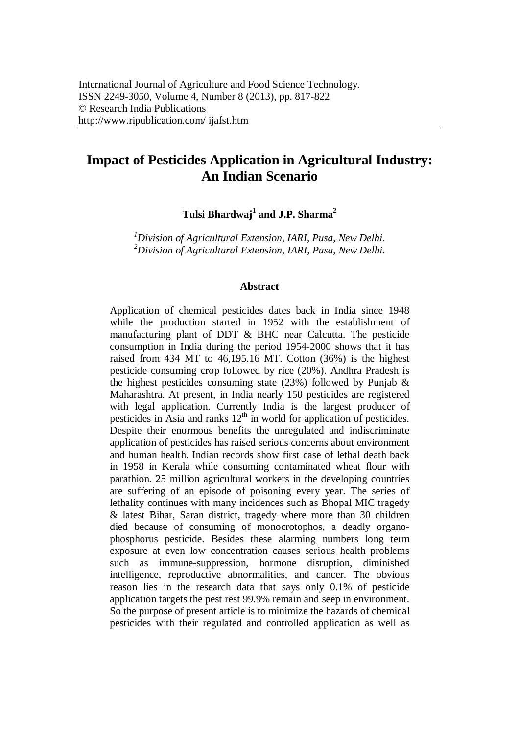International Journal of Agriculture and Food Science Technology.
ISSN 2249-3050, Volume 4, Number 8 (2013), pp. 817-822
© Research India Publications
http://www.ripublication.com/ ijafst.htm

# Impact of Pesticides Application in Agricultural Industry: An Indian Scenario

**Tulsi Bhardwaj[1] and J.P. Sharma[2]**

*[1]Division of Agricultural Extension, IARI, Pusa, New Delhi.*
*[2]Division of Agricultural Extension, IARI, Pusa, New Delhi.*

## Abstract

Application of chemical pesticides dates back in India since 1948 while the production started in 1952 with the establishment of manufacturing plant of DDT & BHC near Calcutta. The pesticide consumption in India during the period 1954-2000 shows that it has raised from 434 MT to 46,195.16 MT. Cotton (36%) is the highest pesticide consuming crop followed by rice (20%). Andhra Pradesh is the highest pesticides consuming state (23%) followed by Punjab & Maharashtra. At present, in India nearly 150 pesticides are registered with legal application. Currently India is the largest producer of pesticides in Asia and ranks 12th in world for application of pesticides. Despite their enormous benefits the unregulated and indiscriminate application of pesticides has raised serious concerns about environment and human health. Indian records show first case of lethal death back in 1958 in Kerala while consuming contaminated wheat flour with parathion. 25 million agricultural workers in the developing countries are suffering of an episode of poisoning every year. The series of lethality continues with many incidences such as Bhopal MIC tragedy & latest Bihar, Saran district, tragedy where more than 30 children died because of consuming of monocrotophos, a deadly organo-phosphorus pesticide. Besides these alarming numbers long term exposure at even low concentration causes serious health problems such as immune-suppression, hormone disruption, diminished intelligence, reproductive abnormalities, and cancer. The obvious reason lies in the research data that says only 0.1% of pesticide application targets the pest rest 99.9% remain and seep in environment. So the purpose of present article is to minimize the hazards of chemical pesticides with their regulated and controlled application as well as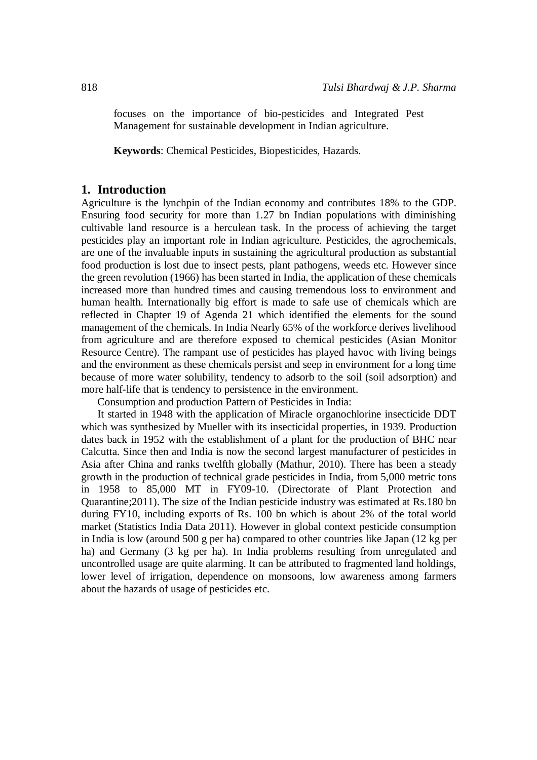focuses on the importance of bio-pesticides and Integrated Pest Management for sustainable development in Indian agriculture.

**Keywords**: Chemical Pesticides, Biopesticides, Hazards.

## 1. Introduction

Agriculture is the lynchpin of the Indian economy and contributes 18% to the GDP. Ensuring food security for more than 1.27 bn Indian populations with diminishing cultivable land resource is a herculean task. In the process of achieving the target pesticides play an important role in Indian agriculture. Pesticides, the agrochemicals, are one of the invaluable inputs in sustaining the agricultural production as substantial food production is lost due to insect pests, plant pathogens, weeds etc. However since the green revolution (1966) has been started in India, the application of these chemicals increased more than hundred times and causing tremendous loss to environment and human health. Internationally big effort is made to safe use of chemicals which are reflected in Chapter 19 of Agenda 21 which identified the elements for the sound management of the chemicals. In India Nearly 65% of the workforce derives livelihood from agriculture and are therefore exposed to chemical pesticides (Asian Monitor Resource Centre). The rampant use of pesticides has played havoc with living beings and the environment as these chemicals persist and seep in environment for a long time because of more water solubility, tendency to adsorb to the soil (soil adsorption) and more half-life that is tendency to persistence in the environment.

Consumption and production Pattern of Pesticides in India:

It started in 1948 with the application of Miracle organochlorine insecticide DDT which was synthesized by Mueller with its insecticidal properties, in 1939. Production dates back in 1952 with the establishment of a plant for the production of BHC near Calcutta. Since then and India is now the second largest manufacturer of pesticides in Asia after China and ranks twelfth globally (Mathur, 2010). There has been a steady growth in the production of technical grade pesticides in India, from 5,000 metric tons in 1958 to 85,000 MT in FY09-10. (Directorate of Plant Protection and Quarantine;2011). The size of the Indian pesticide industry was estimated at Rs.180 bn during FY10, including exports of Rs. 100 bn which is about 2% of the total world market (Statistics India Data 2011). However in global context pesticide consumption in India is low (around 500 g per ha) compared to other countries like Japan (12 kg per ha) and Germany (3 kg per ha). In India problems resulting from unregulated and uncontrolled usage are quite alarming. It can be attributed to fragmented land holdings, lower level of irrigation, dependence on monsoons, low awareness among farmers about the hazards of usage of pesticides etc.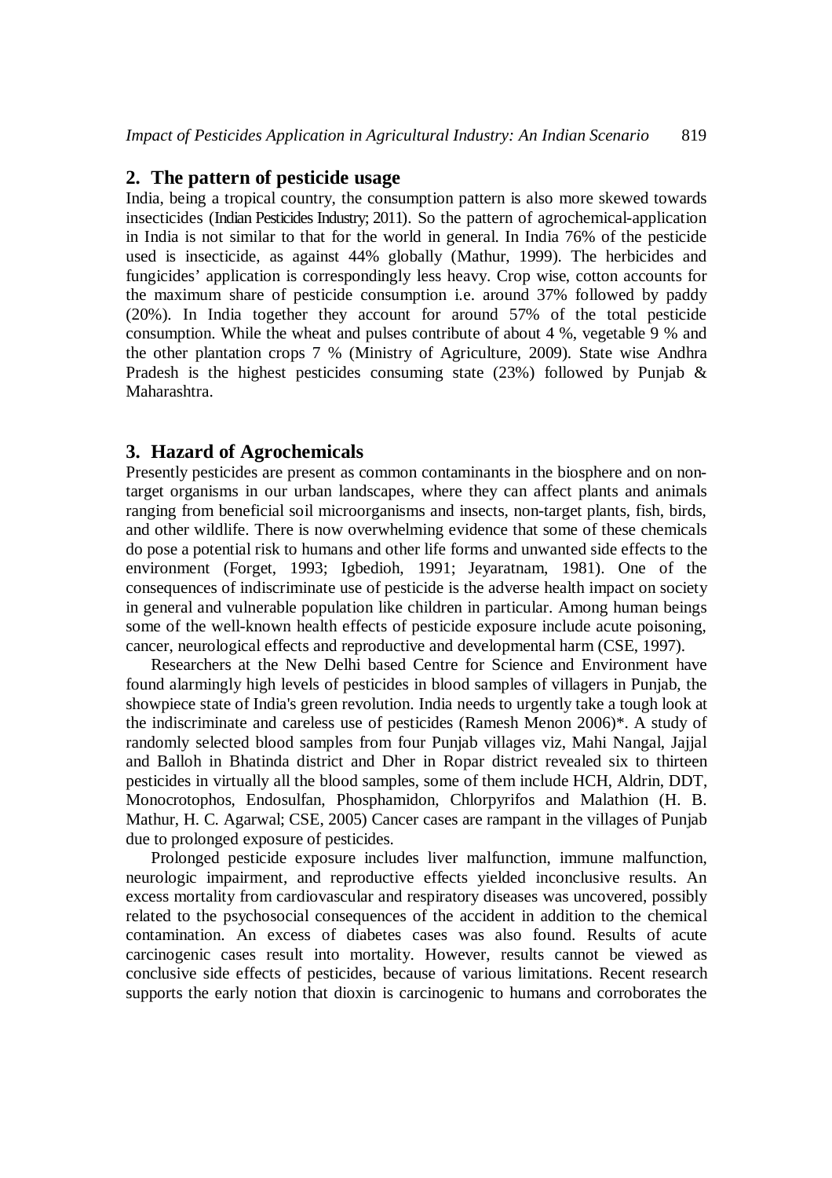## 2. The pattern of pesticide usage

India, being a tropical country, the consumption pattern is also more skewed towards insecticides (Indian Pesticides Industry; 2011). So the pattern of agrochemical-application in India is not similar to that for the world in general. In India 76% of the pesticide used is insecticide, as against 44% globally (Mathur, 1999). The herbicides and fungicides' application is correspondingly less heavy. Crop wise, cotton accounts for the maximum share of pesticide consumption i.e. around 37% followed by paddy (20%). In India together they account for around 57% of the total pesticide consumption. While the wheat and pulses contribute of about 4 %, vegetable 9 % and the other plantation crops 7 % (Ministry of Agriculture, 2009). State wise Andhra Pradesh is the highest pesticides consuming state (23%) followed by Punjab & Maharashtra.

## 3. Hazard of Agrochemicals

Presently pesticides are present as common contaminants in the biosphere and on non-target organisms in our urban landscapes, where they can affect plants and animals ranging from beneficial soil microorganisms and insects, non-target plants, fish, birds, and other wildlife. There is now overwhelming evidence that some of these chemicals do pose a potential risk to humans and other life forms and unwanted side effects to the environment (Forget, 1993; Igbedioh, 1991; Jeyaratnam, 1981). One of the consequences of indiscriminate use of pesticide is the adverse health impact on society in general and vulnerable population like children in particular. Among human beings some of the well-known health effects of pesticide exposure include acute poisoning, cancer, neurological effects and reproductive and developmental harm (CSE, 1997).

Researchers at the New Delhi based Centre for Science and Environment have found alarmingly high levels of pesticides in blood samples of villagers in Punjab, the showpiece state of India's green revolution. India needs to urgently take a tough look at the indiscriminate and careless use of pesticides (Ramesh Menon 2006)*. A study of randomly selected blood samples from four Punjab villages viz, Mahi Nangal, Jajjal and Balloh in Bhatinda district and Dher in Ropar district revealed six to thirteen pesticides in virtually all the blood samples, some of them include HCH, Aldrin, DDT, Monocrotophos, Endosulfan, Phosphamidon, Chlorpyrifos and Malathion (H. B. Mathur, H. C. Agarwal; CSE, 2005) Cancer cases are rampant in the villages of Punjab due to prolonged exposure of pesticides.

Prolonged pesticide exposure includes liver malfunction, immune malfunction, neurologic impairment, and reproductive effects yielded inconclusive results. An excess mortality from cardiovascular and respiratory diseases was uncovered, possibly related to the psychosocial consequences of the accident in addition to the chemical contamination. An excess of diabetes cases was also found. Results of acute carcinogenic cases result into mortality. However, results cannot be viewed as conclusive side effects of pesticides, because of various limitations. Recent research supports the early notion that dioxin is carcinogenic to humans and corroborates the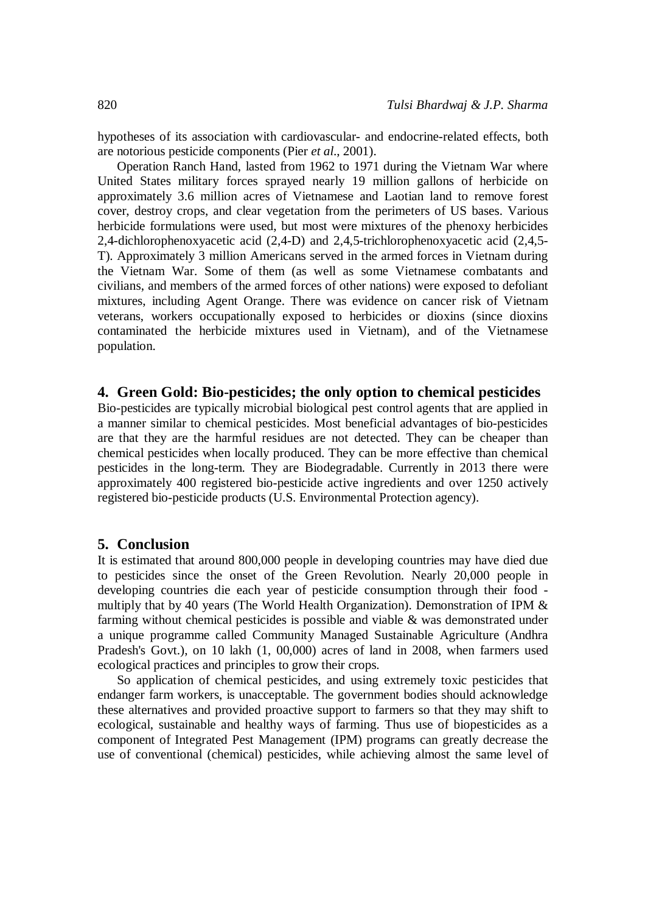hypotheses of its association with cardiovascular- and endocrine-related effects, both are notorious pesticide components (Pier *et al*., 2001).

Operation Ranch Hand, lasted from 1962 to 1971 during the Vietnam War where United States military forces sprayed nearly 19 million gallons of herbicide on approximately 3.6 million acres of Vietnamese and Laotian land to remove forest cover, destroy crops, and clear vegetation from the perimeters of US bases. Various herbicide formulations were used, but most were mixtures of the phenoxy herbicides 2,4-dichlorophenoxyacetic acid (2,4-D) and 2,4,5-trichlorophenoxyacetic acid (2,4,5-T). Approximately 3 million Americans served in the armed forces in Vietnam during the Vietnam War. Some of them (as well as some Vietnamese combatants and civilians, and members of the armed forces of other nations) were exposed to defoliant mixtures, including Agent Orange. There was evidence on cancer risk of Vietnam veterans, workers occupationally exposed to herbicides or dioxins (since dioxins contaminated the herbicide mixtures used in Vietnam), and of the Vietnamese population.

## 4. Green Gold: Bio-pesticides; the only option to chemical pesticides

Bio-pesticides are typically microbial biological pest control agents that are applied in a manner similar to chemical pesticides. Most beneficial advantages of bio-pesticides are that they are the harmful residues are not detected. They can be cheaper than chemical pesticides when locally produced. They can be more effective than chemical pesticides in the long-term. They are Biodegradable. Currently in 2013 there were approximately 400 registered bio-pesticide active ingredients and over 1250 actively registered bio-pesticide products (U.S. Environmental Protection agency).

## 5. Conclusion

It is estimated that around 800,000 people in developing countries may have died due to pesticides since the onset of the Green Revolution. Nearly 20,000 people in developing countries die each year of pesticide consumption through their food - multiply that by 40 years (The World Health Organization). Demonstration of IPM & farming without chemical pesticides is possible and viable & was demonstrated under a unique programme called Community Managed Sustainable Agriculture (Andhra Pradesh's Govt.), on 10 lakh (1, 00,000) acres of land in 2008, when farmers used ecological practices and principles to grow their crops.

So application of chemical pesticides, and using extremely toxic pesticides that endanger farm workers, is unacceptable. The government bodies should acknowledge these alternatives and provided proactive support to farmers so that they may shift to ecological, sustainable and healthy ways of farming. Thus use of biopesticides as a component of Integrated Pest Management (IPM) programs can greatly decrease the use of conventional (chemical) pesticides, while achieving almost the same level of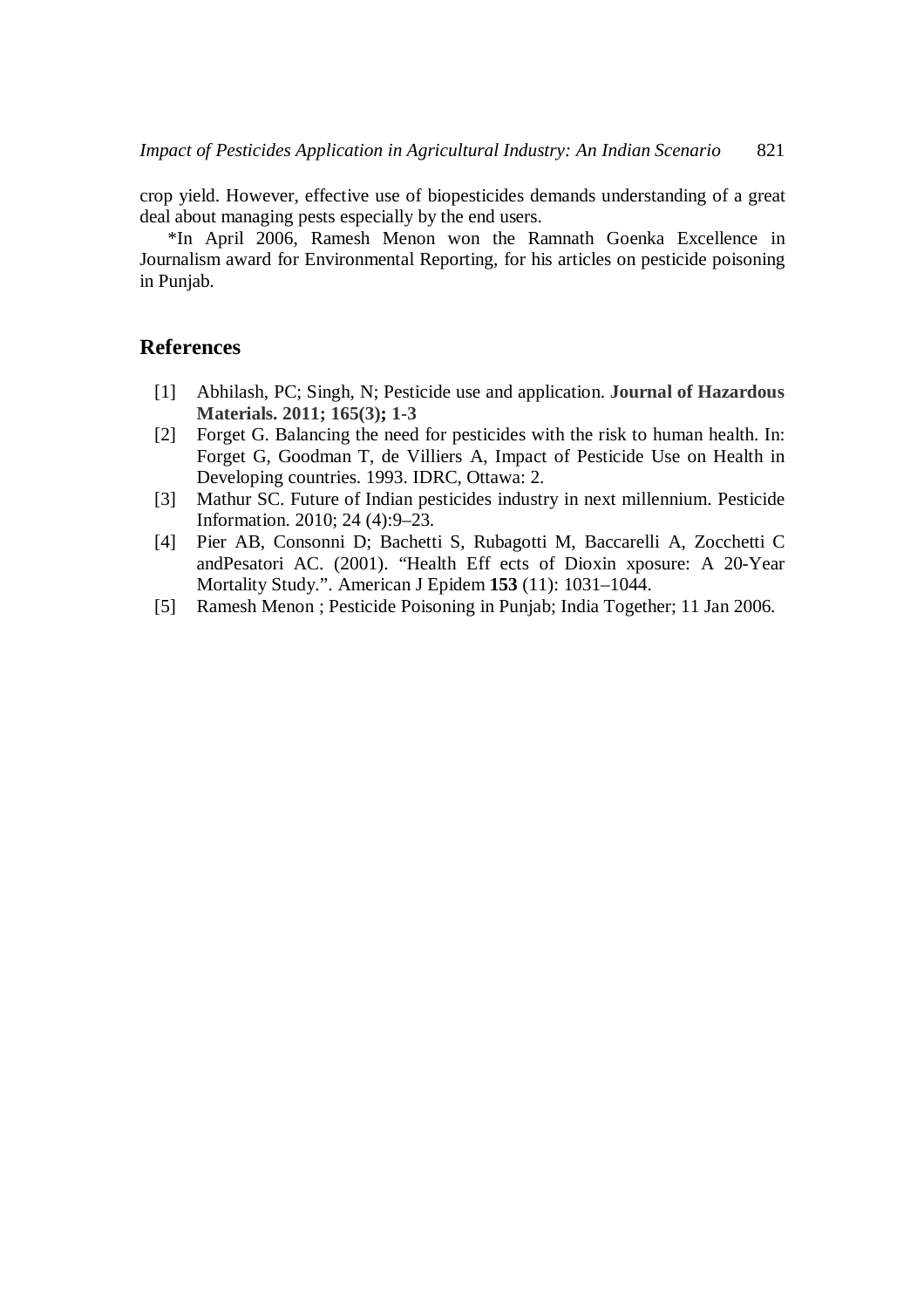crop yield. However, effective use of biopesticides demands understanding of a great deal about managing pests especially by the end users.

*In April 2006, Ramesh Menon won the Ramnath Goenka Excellence in Journalism award for Environmental Reporting, for his articles on pesticide poisoning in Punjab.

## References

[1] Abhilash, PC; Singh, N; Pesticide use and application. **Journal of Hazardous Materials. 2011; 165(3); 1-3**

[2] Forget G. Balancing the need for pesticides with the risk to human health. In: Forget G, Goodman T, de Villiers A, Impact of Pesticide Use on Health in Developing countries. 1993. IDRC, Ottawa: 2.

[3] Mathur SC. Future of Indian pesticides industry in next millennium. Pesticide Information. 2010; 24 (4):9–23.

[4] Pier AB, Consonni D; Bachetti S, Rubagotti M, Baccarelli A, Zocchetti C andPesatori AC. (2001). "Health Eff ects of Dioxin xposure: A 20-Year Mortality Study.". American J Epidem **153** (11): 1031–1044.

[5] Ramesh Menon ; Pesticide Poisoning in Punjab; India Together; 11 Jan 2006.